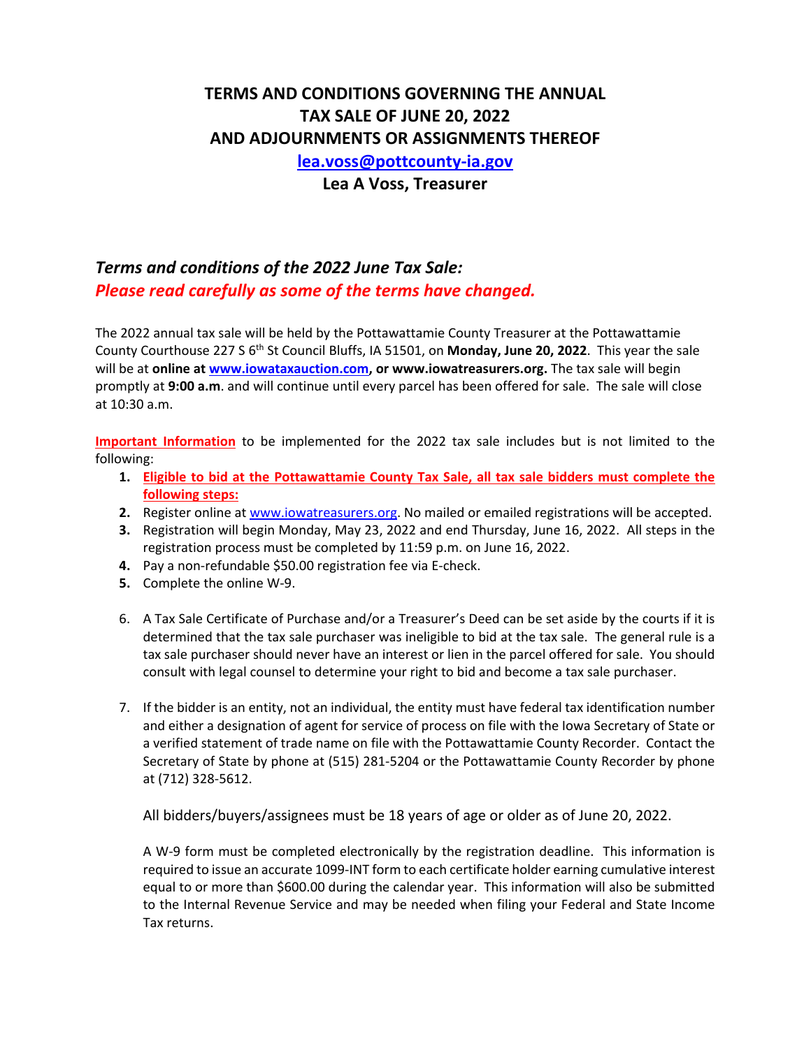# TERMS AND CONDITIONS GOVERNING THE ANNUAL TAX SALE OF JUNE 20, 2022 AND ADJOURNMENTS OR ASSIGNMENTS THEREOF

**lea.voss@pottcounty-ia.gov**

**Lea A Voss, Treasurer**

## *Terms and conditions of the 2022 June Tax Sale:*
## *Please read carefully as some of the terms have changed.*

The 2022 annual tax sale will be held by the Pottawattamie County Treasurer at the Pottawattamie County Courthouse 227 S 6th St Council Bluffs, IA 51501, on **Monday, June 20, 2022**. This year the sale will be at **online at www.iowataxauction.com, or www.iowatreasurers.org.** The tax sale will begin promptly at **9:00 a.m**. and will continue until every parcel has been offered for sale. The sale will close at 10:30 a.m.

**Important Information** to be implemented for the 2022 tax sale includes but is not limited to the following:

1. **Eligible to bid at the Pottawattamie County Tax Sale, all tax sale bidders must complete the following steps:**
2. Register online at www.iowatreasurers.org. No mailed or emailed registrations will be accepted.
3. Registration will begin Monday, May 23, 2022 and end Thursday, June 16, 2022. All steps in the registration process must be completed by 11:59 p.m. on June 16, 2022.
4. Pay a non-refundable $50.00 registration fee via E-check.
5. Complete the online W-9.

6. A Tax Sale Certificate of Purchase and/or a Treasurer's Deed can be set aside by the courts if it is determined that the tax sale purchaser was ineligible to bid at the tax sale. The general rule is a tax sale purchaser should never have an interest or lien in the parcel offered for sale. You should consult with legal counsel to determine your right to bid and become a tax sale purchaser.

7. If the bidder is an entity, not an individual, the entity must have federal tax identification number and either a designation of agent for service of process on file with the Iowa Secretary of State or a verified statement of trade name on file with the Pottawattamie County Recorder. Contact the Secretary of State by phone at (515) 281-5204 or the Pottawattamie County Recorder by phone at (712) 328-5612.

   All bidders/buyers/assignees must be 18 years of age or older as of June 20, 2022.

   A W-9 form must be completed electronically by the registration deadline. This information is required to issue an accurate 1099-INT form to each certificate holder earning cumulative interest equal to or more than $600.00 during the calendar year. This information will also be submitted to the Internal Revenue Service and may be needed when filing your Federal and State Income Tax returns.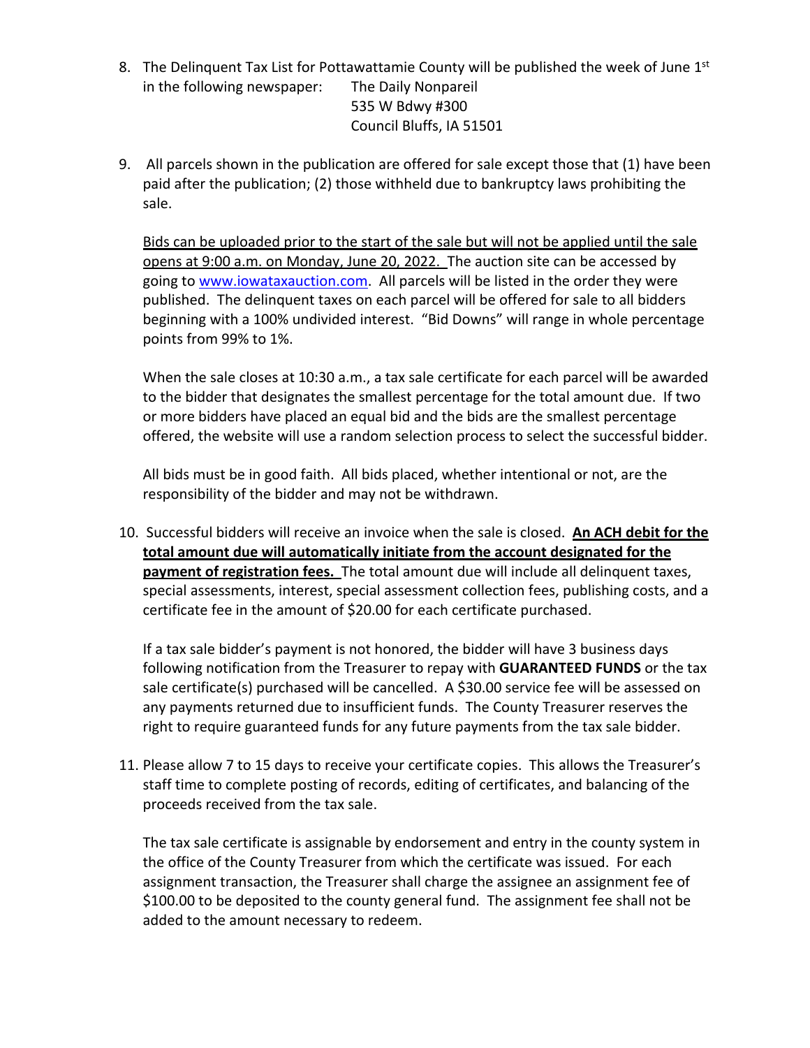8. The Delinquent Tax List for Pottawattamie County will be published the week of June 1st in the following newspaper: The Daily Nonpareil
   535 W Bdwy #300
   Council Bluffs, IA 51501

9. All parcels shown in the publication are offered for sale except those that (1) have been paid after the publication; (2) those withheld due to bankruptcy laws prohibiting the sale.

   Bids can be uploaded prior to the start of the sale but will not be applied until the sale opens at 9:00 a.m. on Monday, June 20, 2022. The auction site can be accessed by going to www.iowataxauction.com. All parcels will be listed in the order they were published. The delinquent taxes on each parcel will be offered for sale to all bidders beginning with a 100% undivided interest. "Bid Downs" will range in whole percentage points from 99% to 1%.

   When the sale closes at 10:30 a.m., a tax sale certificate for each parcel will be awarded to the bidder that designates the smallest percentage for the total amount due. If two or more bidders have placed an equal bid and the bids are the smallest percentage offered, the website will use a random selection process to select the successful bidder.

   All bids must be in good faith. All bids placed, whether intentional or not, are the responsibility of the bidder and may not be withdrawn.

10. Successful bidders will receive an invoice when the sale is closed. **An ACH debit for the total amount due will automatically initiate from the account designated for the payment of registration fees.** The total amount due will include all delinquent taxes, special assessments, interest, special assessment collection fees, publishing costs, and a certificate fee in the amount of $20.00 for each certificate purchased.

    If a tax sale bidder's payment is not honored, the bidder will have 3 business days following notification from the Treasurer to repay with **GUARANTEED FUNDS** or the tax sale certificate(s) purchased will be cancelled. A $30.00 service fee will be assessed on any payments returned due to insufficient funds. The County Treasurer reserves the right to require guaranteed funds for any future payments from the tax sale bidder.

11. Please allow 7 to 15 days to receive your certificate copies. This allows the Treasurer's staff time to complete posting of records, editing of certificates, and balancing of the proceeds received from the tax sale.

    The tax sale certificate is assignable by endorsement and entry in the county system in the office of the County Treasurer from which the certificate was issued. For each assignment transaction, the Treasurer shall charge the assignee an assignment fee of $100.00 to be deposited to the county general fund. The assignment fee shall not be added to the amount necessary to redeem.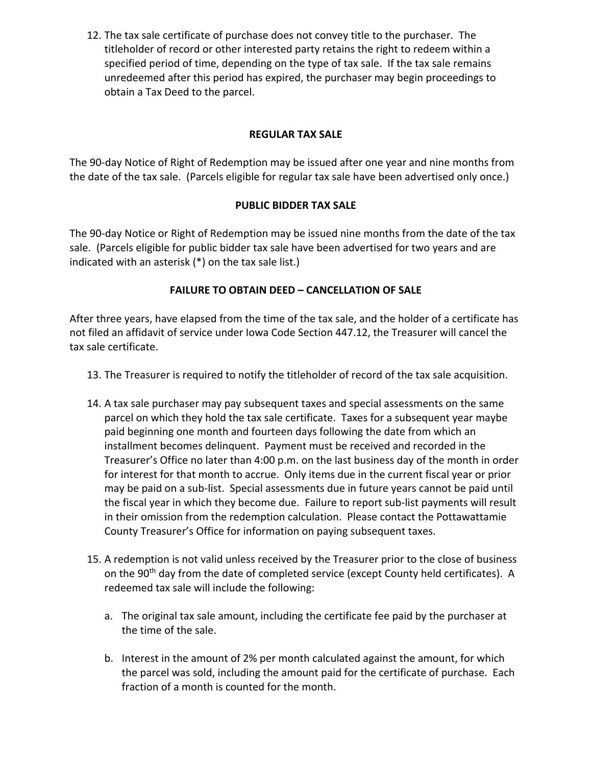12. The tax sale certificate of purchase does not convey title to the purchaser. The titleholder of record or other interested party retains the right to redeem within a specified period of time, depending on the type of tax sale. If the tax sale remains unredeemed after this period has expired, the purchaser may begin proceedings to obtain a Tax Deed to the parcel.

**REGULAR TAX SALE**

The 90-day Notice of Right of Redemption may be issued after one year and nine months from the date of the tax sale. (Parcels eligible for regular tax sale have been advertised only once.)

**PUBLIC BIDDER TAX SALE**

The 90-day Notice or Right of Redemption may be issued nine months from the date of the tax sale. (Parcels eligible for public bidder tax sale have been advertised for two years and are indicated with an asterisk (*) on the tax sale list.)

**FAILURE TO OBTAIN DEED – CANCELLATION OF SALE**

After three years, have elapsed from the time of the tax sale, and the holder of a certificate has not filed an affidavit of service under Iowa Code Section 447.12, the Treasurer will cancel the tax sale certificate.

13. The Treasurer is required to notify the titleholder of record of the tax sale acquisition.

14. A tax sale purchaser may pay subsequent taxes and special assessments on the same parcel on which they hold the tax sale certificate. Taxes for a subsequent year maybe paid beginning one month and fourteen days following the date from which an installment becomes delinquent. Payment must be received and recorded in the Treasurer's Office no later than 4:00 p.m. on the last business day of the month in order for interest for that month to accrue. Only items due in the current fiscal year or prior may be paid on a sub-list. Special assessments due in future years cannot be paid until the fiscal year in which they become due. Failure to report sub-list payments will result in their omission from the redemption calculation. Please contact the Pottawattamie County Treasurer's Office for information on paying subsequent taxes.

15. A redemption is not valid unless received by the Treasurer prior to the close of business on the 90th day from the date of completed service (except County held certificates). A redeemed tax sale will include the following:

    a. The original tax sale amount, including the certificate fee paid by the purchaser at the time of the sale.

    b. Interest in the amount of 2% per month calculated against the amount, for which the parcel was sold, including the amount paid for the certificate of purchase. Each fraction of a month is counted for the month.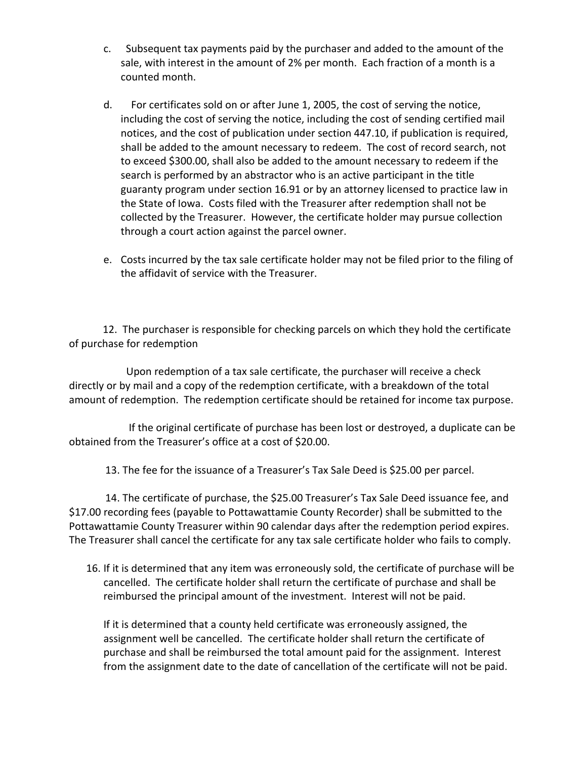c. Subsequent tax payments paid by the purchaser and added to the amount of the sale, with interest in the amount of 2% per month. Each fraction of a month is a counted month.

d. For certificates sold on or after June 1, 2005, the cost of serving the notice, including the cost of serving the notice, including the cost of sending certified mail notices, and the cost of publication under section 447.10, if publication is required, shall be added to the amount necessary to redeem. The cost of record search, not to exceed $300.00, shall also be added to the amount necessary to redeem if the search is performed by an abstractor who is an active participant in the title guaranty program under section 16.91 or by an attorney licensed to practice law in the State of Iowa. Costs filed with the Treasurer after redemption shall not be collected by the Treasurer. However, the certificate holder may pursue collection through a court action against the parcel owner.

e. Costs incurred by the tax sale certificate holder may not be filed prior to the filing of the affidavit of service with the Treasurer.

12. The purchaser is responsible for checking parcels on which they hold the certificate of purchase for redemption

Upon redemption of a tax sale certificate, the purchaser will receive a check directly or by mail and a copy of the redemption certificate, with a breakdown of the total amount of redemption. The redemption certificate should be retained for income tax purpose.

If the original certificate of purchase has been lost or destroyed, a duplicate can be obtained from the Treasurer's office at a cost of $20.00.

13. The fee for the issuance of a Treasurer's Tax Sale Deed is $25.00 per parcel.

14. The certificate of purchase, the $25.00 Treasurer's Tax Sale Deed issuance fee, and $17.00 recording fees (payable to Pottawattamie County Recorder) shall be submitted to the Pottawattamie County Treasurer within 90 calendar days after the redemption period expires. The Treasurer shall cancel the certificate for any tax sale certificate holder who fails to comply.

16. If it is determined that any item was erroneously sold, the certificate of purchase will be cancelled. The certificate holder shall return the certificate of purchase and shall be reimbursed the principal amount of the investment. Interest will not be paid.

If it is determined that a county held certificate was erroneously assigned, the assignment well be cancelled. The certificate holder shall return the certificate of purchase and shall be reimbursed the total amount paid for the assignment. Interest from the assignment date to the date of cancellation of the certificate will not be paid.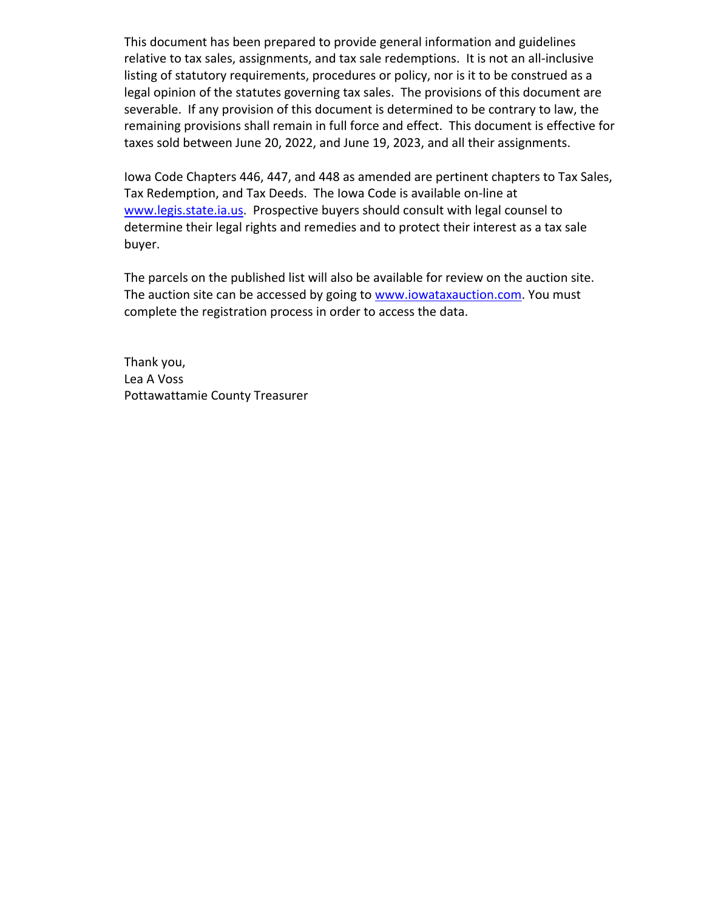This document has been prepared to provide general information and guidelines relative to tax sales, assignments, and tax sale redemptions. It is not an all-inclusive listing of statutory requirements, procedures or policy, nor is it to be construed as a legal opinion of the statutes governing tax sales. The provisions of this document are severable. If any provision of this document is determined to be contrary to law, the remaining provisions shall remain in full force and effect. This document is effective for taxes sold between June 20, 2022, and June 19, 2023, and all their assignments.

Iowa Code Chapters 446, 447, and 448 as amended are pertinent chapters to Tax Sales, Tax Redemption, and Tax Deeds. The Iowa Code is available on-line at [www.legis.state.ia.us](http://www.legis.state.ia.us). Prospective buyers should consult with legal counsel to determine their legal rights and remedies and to protect their interest as a tax sale buyer.

The parcels on the published list will also be available for review on the auction site. The auction site can be accessed by going to [www.iowataxauction.com](http://www.iowataxauction.com). You must complete the registration process in order to access the data.

Thank you,
Lea A Voss
Pottawattamie County Treasurer